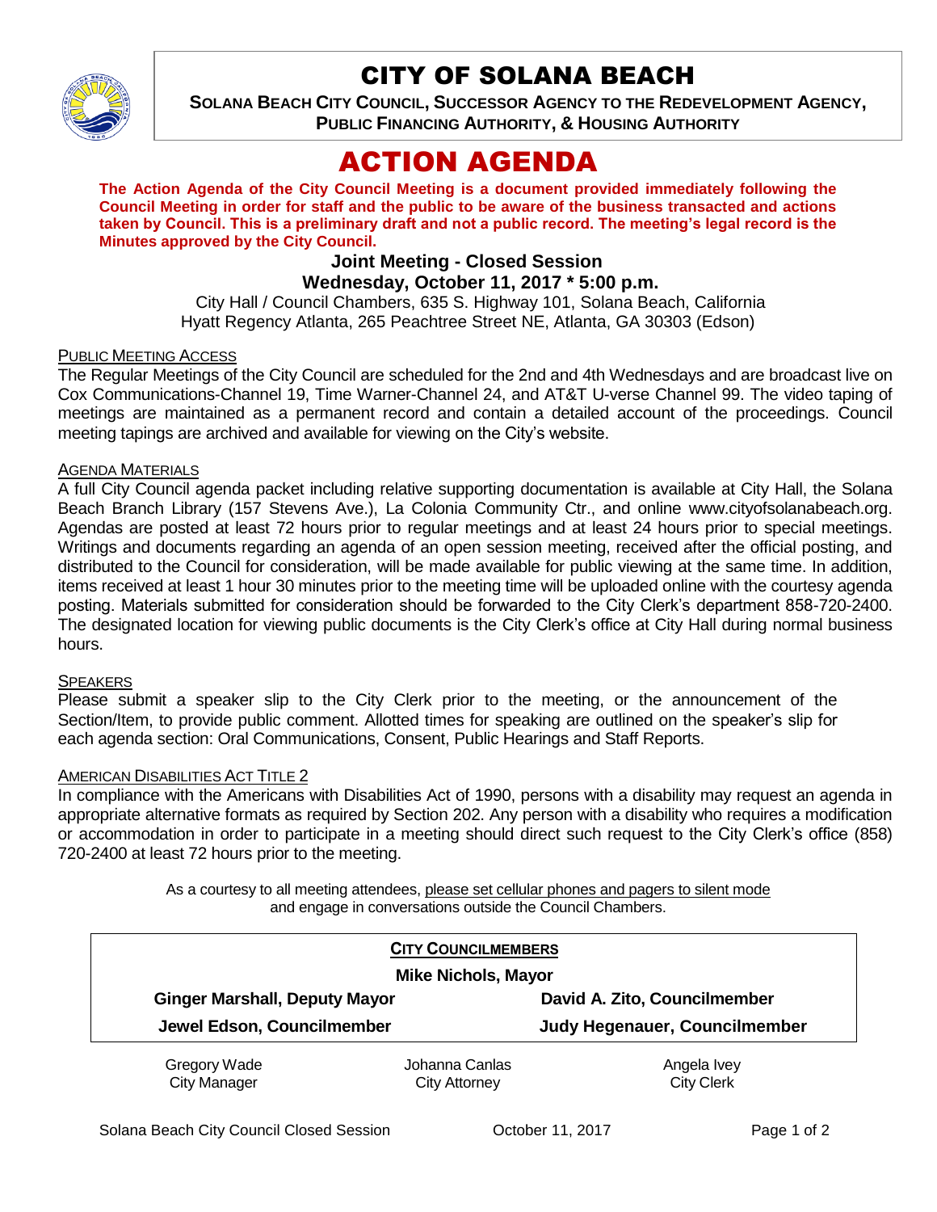# CITY OF SOLANA BEACH

**SOLANA BEACH CITY COUNCIL, SUCCESSOR AGENCY TO THE REDEVELOPMENT AGENCY, PUBLIC FINANCING AUTHORITY, & HOUSING AUTHORITY**

# ACTION AGENDA

**The Action Agenda of the City Council Meeting is a document provided immediately following the Council Meeting in order for staff and the public to be aware of the business transacted and actions taken by Council. This is a preliminary draft and not a public record. The meeting's legal record is the Minutes approved by the City Council.**

**Joint Meeting - Closed Session**

**Wednesday, October 11, 2017 * 5:00 p.m.**

City Hall / Council Chambers, 635 S. Highway 101, Solana Beach, California
Hyatt Regency Atlanta, 265 Peachtree Street NE, Atlanta, GA 30303 (Edson)

PUBLIC MEETING ACCESS

The Regular Meetings of the City Council are scheduled for the 2nd and 4th Wednesdays and are broadcast live on Cox Communications-Channel 19, Time Warner-Channel 24, and AT&T U-verse Channel 99. The video taping of meetings are maintained as a permanent record and contain a detailed account of the proceedings. Council meeting tapings are archived and available for viewing on the City's website.

AGENDA MATERIALS

A full City Council agenda packet including relative supporting documentation is available at City Hall, the Solana Beach Branch Library (157 Stevens Ave.), La Colonia Community Ctr., and online www.cityofsolanabeach.org. Agendas are posted at least 72 hours prior to regular meetings and at least 24 hours prior to special meetings. Writings and documents regarding an agenda of an open session meeting, received after the official posting, and distributed to the Council for consideration, will be made available for public viewing at the same time. In addition, items received at least 1 hour 30 minutes prior to the meeting time will be uploaded online with the courtesy agenda posting. Materials submitted for consideration should be forwarded to the City Clerk's department 858-720-2400. The designated location for viewing public documents is the City Clerk's office at City Hall during normal business hours.

SPEAKERS

Please submit a speaker slip to the City Clerk prior to the meeting, or the announcement of the Section/Item, to provide public comment. Allotted times for speaking are outlined on the speaker's slip for each agenda section: Oral Communications, Consent, Public Hearings and Staff Reports.

AMERICAN DISABILITIES ACT TITLE 2

In compliance with the Americans with Disabilities Act of 1990, persons with a disability may request an agenda in appropriate alternative formats as required by Section 202. Any person with a disability who requires a modification or accommodation in order to participate in a meeting should direct such request to the City Clerk's office (858) 720-2400 at least 72 hours prior to the meeting.

As a courtesy to all meeting attendees, please set cellular phones and pagers to silent mode and engage in conversations outside the Council Chambers.

**CITY COUNCILMEMBERS**

**Mike Nichols, Mayor**

| | |
|---|---|
| **Ginger Marshall, Deputy Mayor** | **David A. Zito, Councilmember** |
| **Jewel Edson, Councilmember** | **Judy Hegenauer, Councilmember** |

| | | |
|---|---|---|
| Gregory Wade<br>City Manager | Johanna Canlas<br>City Attorney | Angela Ivey<br>City Clerk |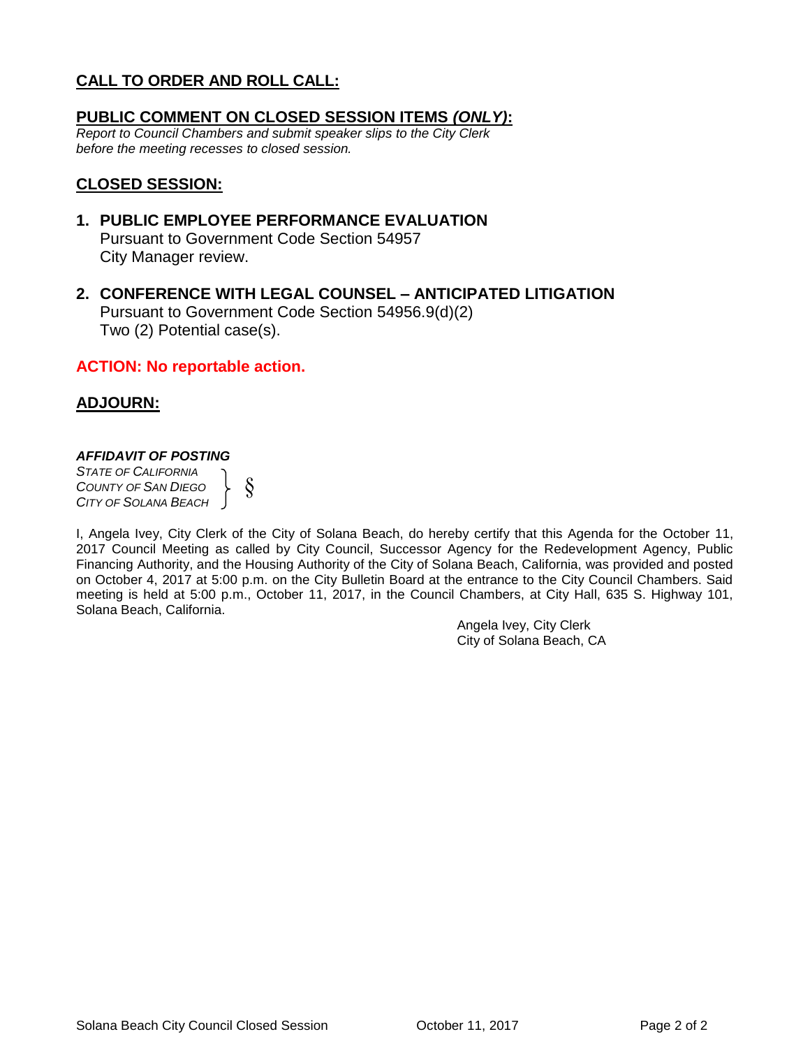## CALL TO ORDER AND ROLL CALL:

## PUBLIC COMMENT ON CLOSED SESSION ITEMS *(ONLY)*:

*Report to Council Chambers and submit speaker slips to the City Clerk before the meeting recesses to closed session.*

## CLOSED SESSION:

### 1. PUBLIC EMPLOYEE PERFORMANCE EVALUATION

Pursuant to Government Code Section 54957
City Manager review.

### 2. CONFERENCE WITH LEGAL COUNSEL – ANTICIPATED LITIGATION

Pursuant to Government Code Section 54956.9(d)(2)
Two (2) Potential case(s).

**ACTION: No reportable action.**

## ADJOURN:

***AFFIDAVIT OF POSTING***

*STATE OF CALIFORNIA*
*COUNTY OF SAN DIEGO* } §
*CITY OF SOLANA BEACH*

I, Angela Ivey, City Clerk of the City of Solana Beach, do hereby certify that this Agenda for the October 11, 2017 Council Meeting as called by City Council, Successor Agency for the Redevelopment Agency, Public Financing Authority, and the Housing Authority of the City of Solana Beach, California, was provided and posted on October 4, 2017 at 5:00 p.m. on the City Bulletin Board at the entrance to the City Council Chambers. Said meeting is held at 5:00 p.m., October 11, 2017, in the Council Chambers, at City Hall, 635 S. Highway 101, Solana Beach, California.

Angela Ivey, City Clerk
City of Solana Beach, CA